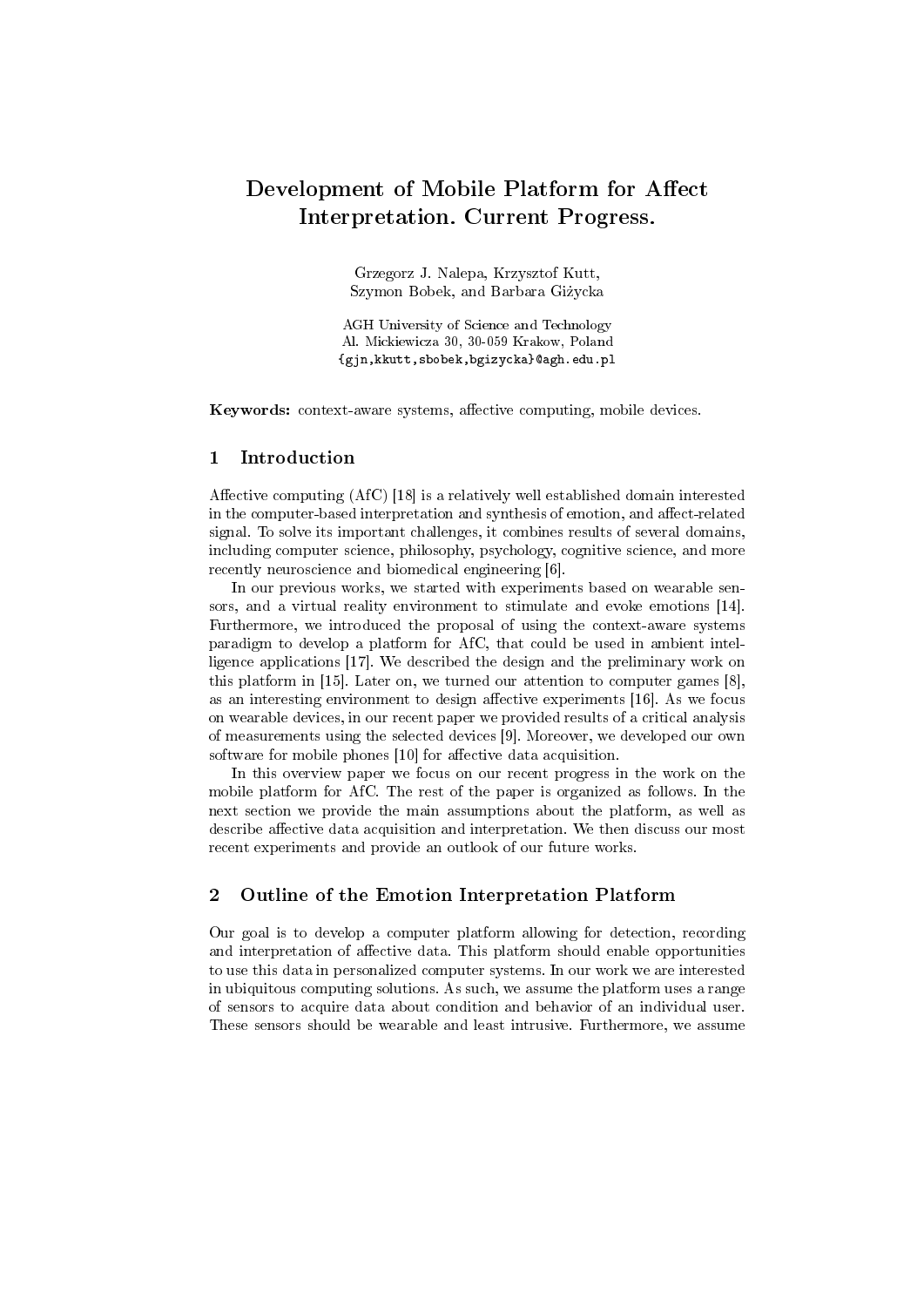# Development of Mobile Platform for Affect Interpretation. Current Progress.

Grzegorz J. Nalepa, Krzysztof Kutt, Szymon Bobek, and Barbara Giżycka

AGH University of Science and Technology
Al. Mickiewicza 30, 30-059 Krakow, Poland
{gjn,kkutt,sbobek,bgizycka}@agh.edu.pl

**Keywords:** context-aware systems, affective computing, mobile devices.

## 1 Introduction

Affective computing (AfC) [18] is a relatively well established domain interested in the computer-based interpretation and synthesis of emotion, and affect-related signal. To solve its important challenges, it combines results of several domains, including computer science, philosophy, psychology, cognitive science, and more recently neuroscience and biomedical engineering [6].

In our previous works, we started with experiments based on wearable sensors, and a virtual reality environment to stimulate and evoke emotions [14]. Furthermore, we introduced the proposal of using the context-aware systems paradigm to develop a platform for AfC, that could be used in ambient intelligence applications [17]. We described the design and the preliminary work on this platform in [15]. Later on, we turned our attention to computer games [8], as an interesting environment to design affective experiments [16]. As we focus on wearable devices, in our recent paper we provided results of a critical analysis of measurements using the selected devices [9]. Moreover, we developed our own software for mobile phones [10] for affective data acquisition.

In this overview paper we focus on our recent progress in the work on the mobile platform for AfC. The rest of the paper is organized as follows. In the next section we provide the main assumptions about the platform, as well as describe affective data acquisition and interpretation. We then discuss our most recent experiments and provide an outlook of our future works.

## 2 Outline of the Emotion Interpretation Platform

Our goal is to develop a computer platform allowing for detection, recording and interpretation of affective data. This platform should enable opportunities to use this data in personalized computer systems. In our work we are interested in ubiquitous computing solutions. As such, we assume the platform uses a range of sensors to acquire data about condition and behavior of an individual user. These sensors should be wearable and least intrusive. Furthermore, we assume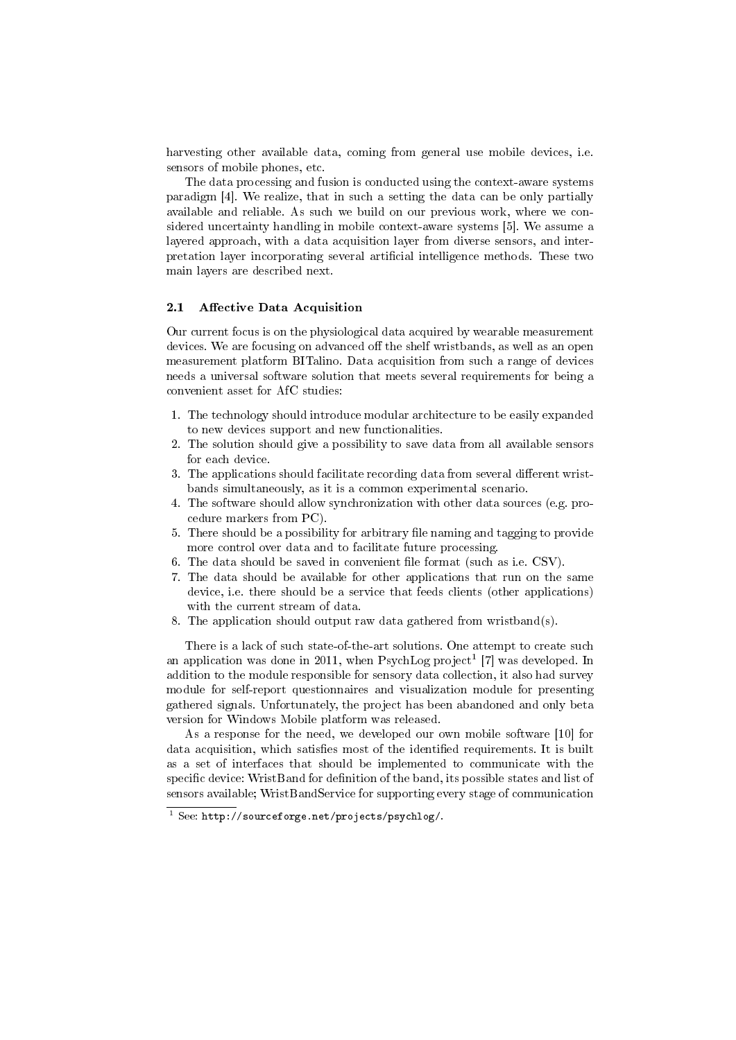harvesting other available data, coming from general use mobile devices, i.e. sensors of mobile phones, etc.

The data processing and fusion is conducted using the context-aware systems paradigm [4]. We realize, that in such a setting the data can be only partially available and reliable. As such we build on our previous work, where we considered uncertainty handling in mobile context-aware systems [5]. We assume a layered approach, with a data acquisition layer from diverse sensors, and interpretation layer incorporating several artificial intelligence methods. These two main layers are described next.

### 2.1 Affective Data Acquisition

Our current focus is on the physiological data acquired by wearable measurement devices. We are focusing on advanced off the shelf wristbands, as well as an open measurement platform BITalino. Data acquisition from such a range of devices needs a universal software solution that meets several requirements for being a convenient asset for AfC studies:

1. The technology should introduce modular architecture to be easily expanded to new devices support and new functionalities.
2. The solution should give a possibility to save data from all available sensors for each device.
3. The applications should facilitate recording data from several different wristbands simultaneously, as it is a common experimental scenario.
4. The software should allow synchronization with other data sources (e.g. procedure markers from PC).
5. There should be a possibility for arbitrary file naming and tagging to provide more control over data and to facilitate future processing.
6. The data should be saved in convenient file format (such as i.e. CSV).
7. The data should be available for other applications that run on the same device, i.e. there should be a service that feeds clients (other applications) with the current stream of data.
8. The application should output raw data gathered from wristband(s).

There is a lack of such state-of-the-art solutions. One attempt to create such an application was done in 2011, when PsychLog project[1] [7] was developed. In addition to the module responsible for sensory data collection, it also had survey module for self-report questionnaires and visualization module for presenting gathered signals. Unfortunately, the project has been abandoned and only beta version for Windows Mobile platform was released.

As a response for the need, we developed our own mobile software [10] for data acquisition, which satisfies most of the identified requirements. It is built as a set of interfaces that should be implemented to communicate with the specific device: WristBand for definition of the band, its possible states and list of sensors available; WristBandService for supporting every stage of communication

[1] See: http://sourceforge.net/projects/psychlog/.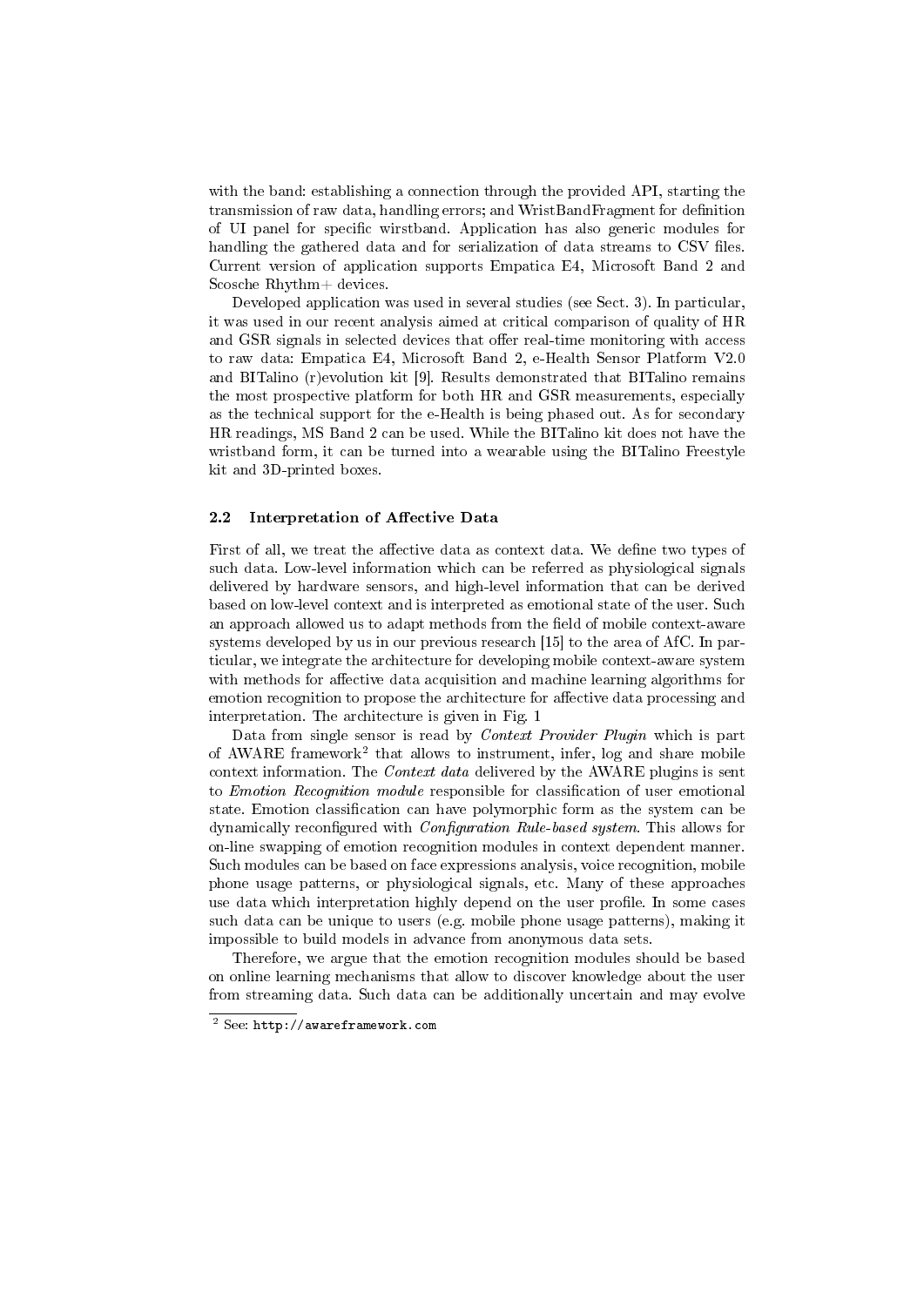with the band: establishing a connection through the provided API, starting the transmission of raw data, handling errors; and WristBandFragment for definition of UI panel for specific wirstband. Application has also generic modules for handling the gathered data and for serialization of data streams to CSV files. Current version of application supports Empatica E4, Microsoft Band 2 and Scosche Rhythm+ devices.

Developed application was used in several studies (see Sect. 3). In particular, it was used in our recent analysis aimed at critical comparison of quality of HR and GSR signals in selected devices that offer real-time monitoring with access to raw data: Empatica E4, Microsoft Band 2, e-Health Sensor Platform V2.0 and BITalino (r)evolution kit [9]. Results demonstrated that BITalino remains the most prospective platform for both HR and GSR measurements, especially as the technical support for the e-Health is being phased out. As for secondary HR readings, MS Band 2 can be used. While the BITalino kit does not have the wristband form, it can be turned into a wearable using the BITalino Freestyle kit and 3D-printed boxes.

### 2.2 Interpretation of Affective Data

First of all, we treat the affective data as context data. We define two types of such data. Low-level information which can be referred as physiological signals delivered by hardware sensors, and high-level information that can be derived based on low-level context and is interpreted as emotional state of the user. Such an approach allowed us to adapt methods from the field of mobile context-aware systems developed by us in our previous research [15] to the area of AfC. In particular, we integrate the architecture for developing mobile context-aware system with methods for affective data acquisition and machine learning algorithms for emotion recognition to propose the architecture for affective data processing and interpretation. The architecture is given in Fig. 1

Data from single sensor is read by *Context Provider Plugin* which is part of AWARE framework[2] that allows to instrument, infer, log and share mobile context information. The *Context data* delivered by the AWARE plugins is sent to *Emotion Recognition module* responsible for classification of user emotional state. Emotion classification can have polymorphic form as the system can be dynamically reconfigured with *Configuration Rule-based system*. This allows for on-line swapping of emotion recognition modules in context dependent manner. Such modules can be based on face expressions analysis, voice recognition, mobile phone usage patterns, or physiological signals, etc. Many of these approaches use data which interpretation highly depend on the user profile. In some cases such data can be unique to users (e.g. mobile phone usage patterns), making it impossible to build models in advance from anonymous data sets.

Therefore, we argue that the emotion recognition modules should be based on online learning mechanisms that allow to discover knowledge about the user from streaming data. Such data can be additionally uncertain and may evolve

[2] See: http://awareframework.com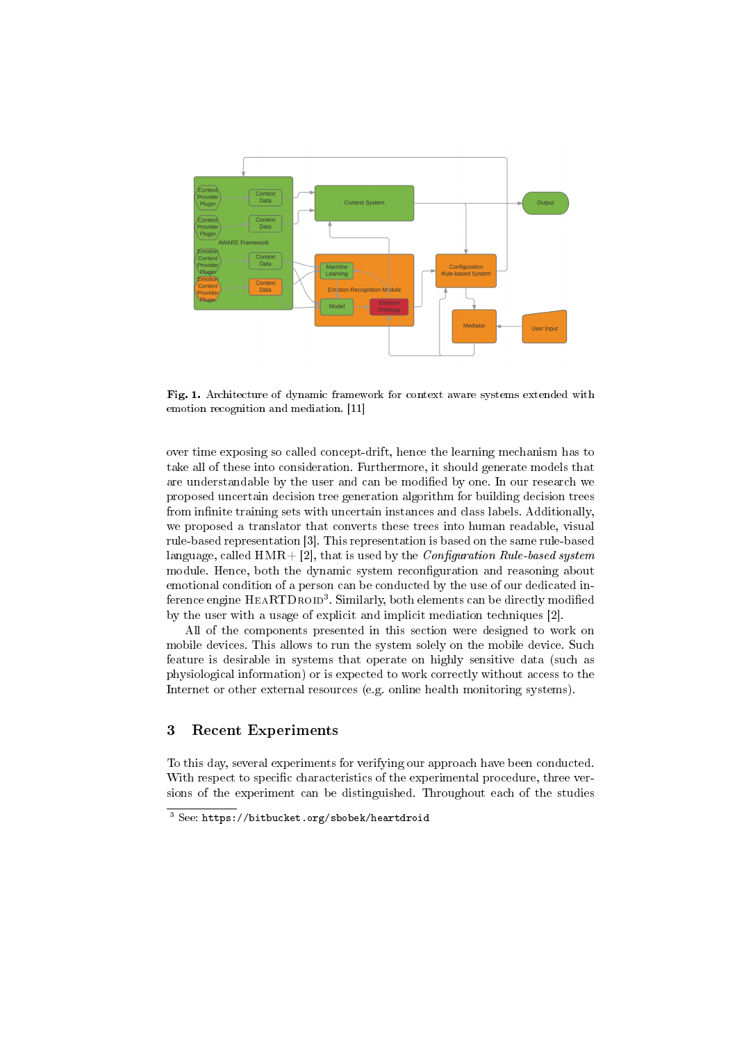**Fig. 1.** Architecture of dynamic framework for context aware systems extended with emotion recognition and mediation. [11]

over time exposing so called concept-drift, hence the learning mechanism has to take all of these into consideration. Furthermore, it should generate models that are understandable by the user and can be modified by one. In our research we proposed uncertain decision tree generation algorithm for building decision trees from infinite training sets with uncertain instances and class labels. Additionally, we proposed a translator that converts these trees into human readable, visual rule-based representation [3]. This representation is based on the same rule-based language, called HMR+ [2], that is used by the *Configuration Rule-based system* module. Hence, both the dynamic system reconfiguration and reasoning about emotional condition of a person can be conducted by the use of our dedicated inference engine HeaRTDroid[3]. Similarly, both elements can be directly modified by the user with a usage of explicit and implicit mediation techniques [2].

All of the components presented in this section were designed to work on mobile devices. This allows to run the system solely on the mobile device. Such feature is desirable in systems that operate on highly sensitive data (such as physiological information) or is expected to work correctly without access to the Internet or other external resources (e.g. online health monitoring systems).

## 3 Recent Experiments

To this day, several experiments for verifying our approach have been conducted. With respect to specific characteristics of the experimental procedure, three versions of the experiment can be distinguished. Throughout each of the studies

[3] See: `https://bitbucket.org/sbobek/heartdroid`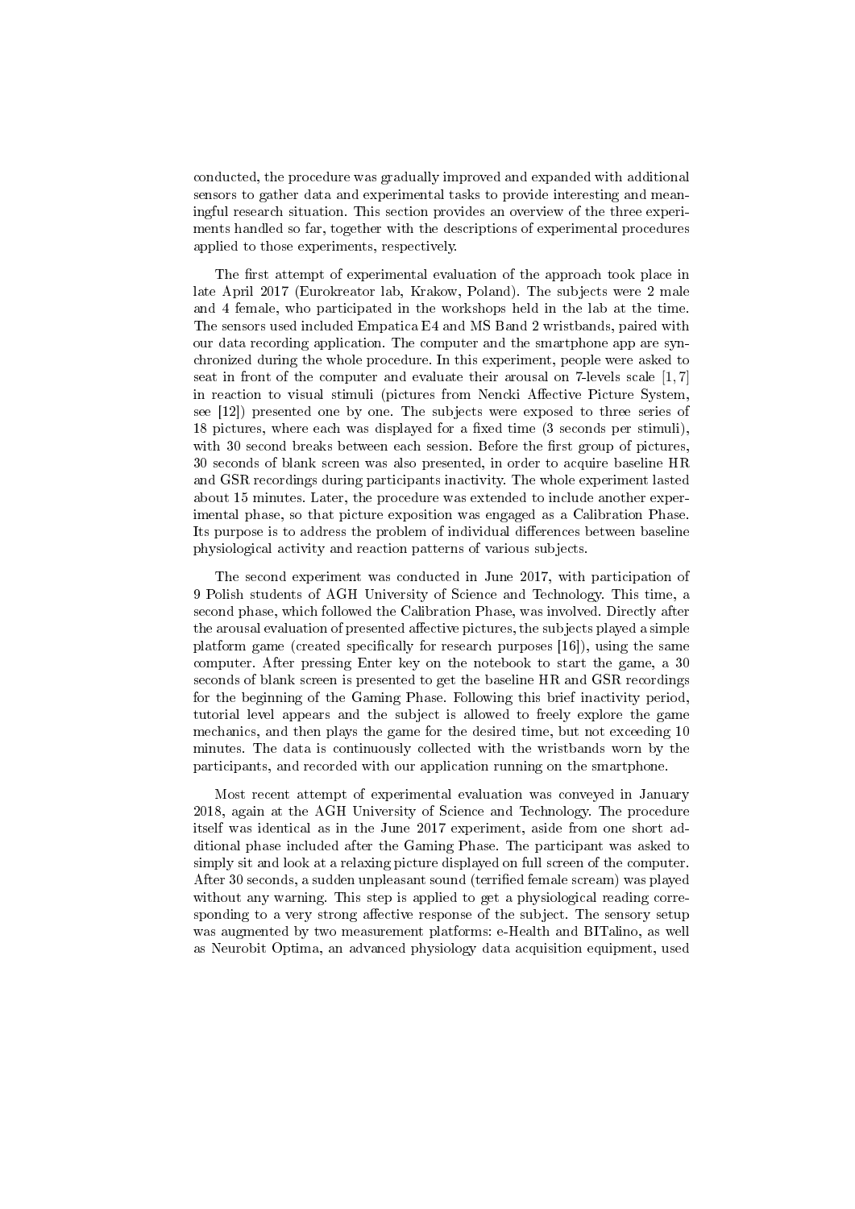conducted, the procedure was gradually improved and expanded with additional sensors to gather data and experimental tasks to provide interesting and meaningful research situation. This section provides an overview of the three experiments handled so far, together with the descriptions of experimental procedures applied to those experiments, respectively.

The first attempt of experimental evaluation of the approach took place in late April 2017 (Eurokreator lab, Krakow, Poland). The subjects were 2 male and 4 female, who participated in the workshops held in the lab at the time. The sensors used included Empatica E4 and MS Band 2 wristbands, paired with our data recording application. The computer and the smartphone app are synchronized during the whole procedure. In this experiment, people were asked to seat in front of the computer and evaluate their arousal on 7-levels scale $[1, 7]$ in reaction to visual stimuli (pictures from Nencki Affective Picture System, see [12]) presented one by one. The subjects were exposed to three series of 18 pictures, where each was displayed for a fixed time (3 seconds per stimuli), with 30 second breaks between each session. Before the first group of pictures, 30 seconds of blank screen was also presented, in order to acquire baseline HR and GSR recordings during participants inactivity. The whole experiment lasted about 15 minutes. Later, the procedure was extended to include another experimental phase, so that picture exposition was engaged as a Calibration Phase. Its purpose is to address the problem of individual differences between baseline physiological activity and reaction patterns of various subjects.

The second experiment was conducted in June 2017, with participation of 9 Polish students of AGH University of Science and Technology. This time, a second phase, which followed the Calibration Phase, was involved. Directly after the arousal evaluation of presented affective pictures, the subjects played a simple platform game (created specifically for research purposes [16]), using the same computer. After pressing Enter key on the notebook to start the game, a 30 seconds of blank screen is presented to get the baseline HR and GSR recordings for the beginning of the Gaming Phase. Following this brief inactivity period, tutorial level appears and the subject is allowed to freely explore the game mechanics, and then plays the game for the desired time, but not exceeding 10 minutes. The data is continuously collected with the wristbands worn by the participants, and recorded with our application running on the smartphone.

Most recent attempt of experimental evaluation was conveyed in January 2018, again at the AGH University of Science and Technology. The procedure itself was identical as in the June 2017 experiment, aside from one short additional phase included after the Gaming Phase. The participant was asked to simply sit and look at a relaxing picture displayed on full screen of the computer. After 30 seconds, a sudden unpleasant sound (terrified female scream) was played without any warning. This step is applied to get a physiological reading corresponding to a very strong affective response of the subject. The sensory setup was augmented by two measurement platforms: e-Health and BITalino, as well as Neurobit Optima, an advanced physiology data acquisition equipment, used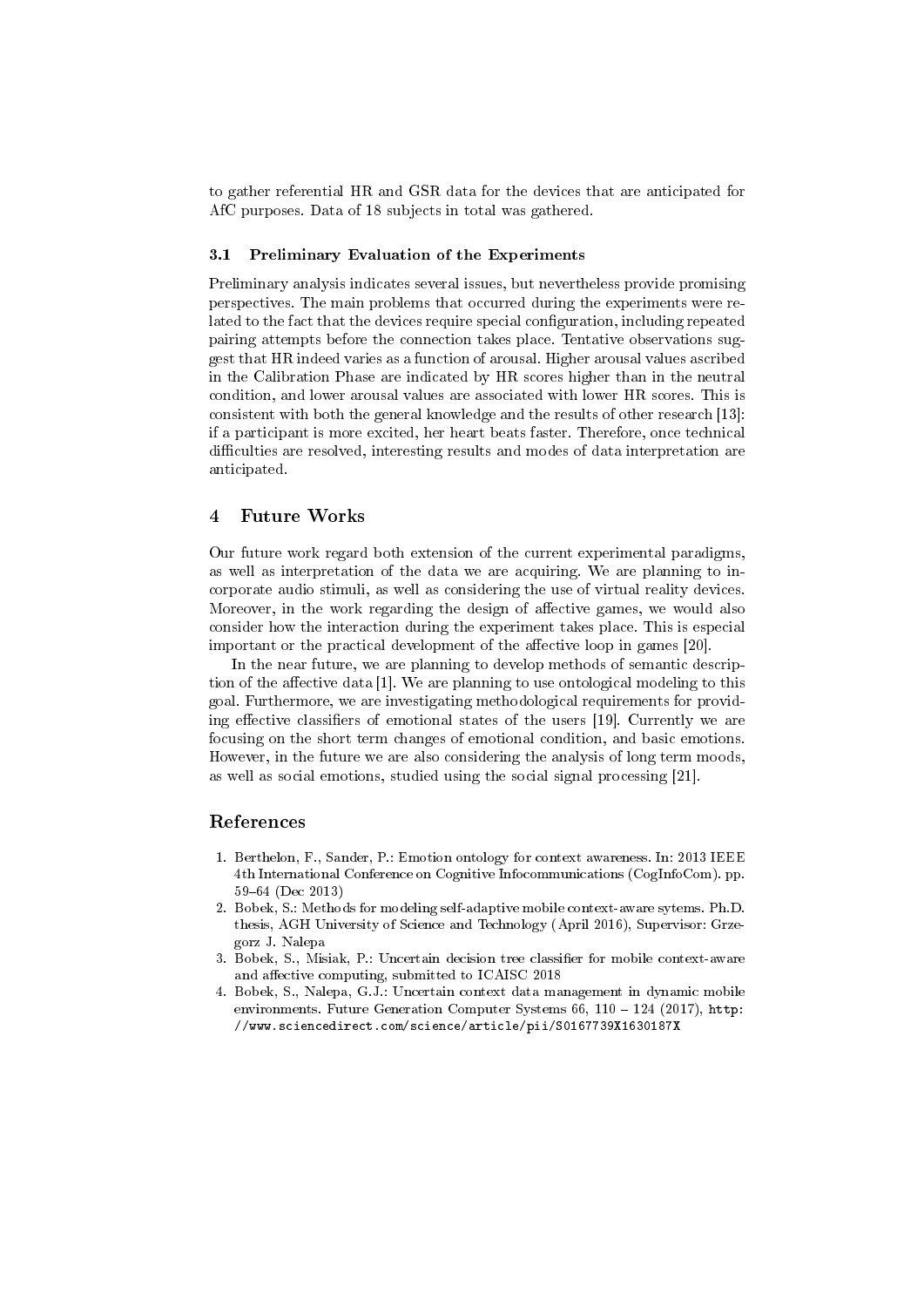to gather referential HR and GSR data for the devices that are anticipated for AfC purposes. Data of 18 subjects in total was gathered.

### 3.1 Preliminary Evaluation of the Experiments

Preliminary analysis indicates several issues, but nevertheless provide promising perspectives. The main problems that occurred during the experiments were related to the fact that the devices require special configuration, including repeated pairing attempts before the connection takes place. Tentative observations suggest that HR indeed varies as a function of arousal. Higher arousal values ascribed in the Calibration Phase are indicated by HR scores higher than in the neutral condition, and lower arousal values are associated with lower HR scores. This is consistent with both the general knowledge and the results of other research [13]: if a participant is more excited, her heart beats faster. Therefore, once technical difficulties are resolved, interesting results and modes of data interpretation are anticipated.

## 4 Future Works

Our future work regard both extension of the current experimental paradigms, as well as interpretation of the data we are acquiring. We are planning to incorporate audio stimuli, as well as considering the use of virtual reality devices. Moreover, in the work regarding the design of affective games, we would also consider how the interaction during the experiment takes place. This is especial important or the practical development of the affective loop in games [20].

In the near future, we are planning to develop methods of semantic description of the affective data [1]. We are planning to use ontological modeling to this goal. Furthermore, we are investigating methodological requirements for providing effective classifiers of emotional states of the users [19]. Currently we are focusing on the short term changes of emotional condition, and basic emotions. However, in the future we are also considering the analysis of long term moods, as well as social emotions, studied using the social signal processing [21].

## References

1. Berthelon, F., Sander, P.: Emotion ontology for context awareness. In: 2013 IEEE 4th International Conference on Cognitive Infocommunications (CogInfoCom). pp. 59–64 (Dec 2013)
2. Bobek, S.: Methods for modeling self-adaptive mobile context-aware sytems. Ph.D. thesis, AGH University of Science and Technology (April 2016), Supervisor: Grzegorz J. Nalepa
3. Bobek, S., Misiak, P.: Uncertain decision tree classifier for mobile context-aware and affective computing, submitted to ICAISC 2018
4. Bobek, S., Nalepa, G.J.: Uncertain context data management in dynamic mobile environments. Future Generation Computer Systems 66, 110 – 124 (2017), http://www.sciencedirect.com/science/article/pii/S0167739X1630187X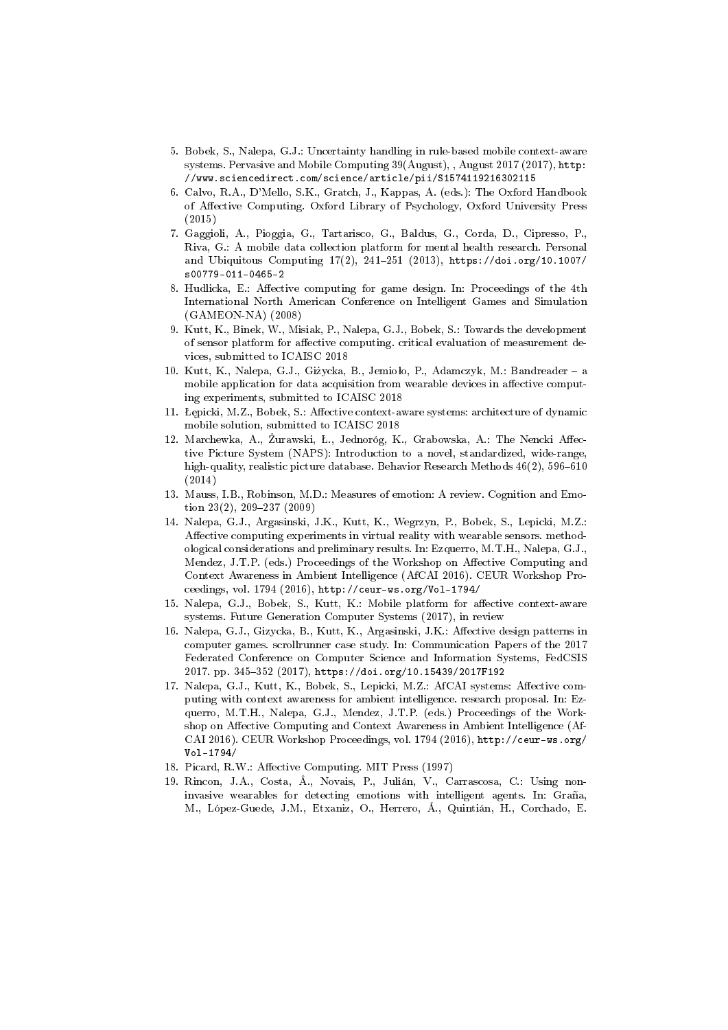5. Bobek, S., Nalepa, G.J.: Uncertainty handling in rule-based mobile context-aware systems. Pervasive and Mobile Computing 39(August), , August 2017 (2017), http://www.sciencedirect.com/science/article/pii/S1574119216302115
6. Calvo, R.A., D'Mello, S.K., Gratch, J., Kappas, A. (eds.): The Oxford Handbook of Affective Computing. Oxford Library of Psychology, Oxford University Press (2015)
7. Gaggioli, A., Pioggia, G., Tartarisco, G., Baldus, G., Corda, D., Cipresso, P., Riva, G.: A mobile data collection platform for mental health research. Personal and Ubiquitous Computing 17(2), 241–251 (2013), https://doi.org/10.1007/s00779-011-0465-2
8. Hudlicka, E.: Affective computing for game design. In: Proceedings of the 4th International North American Conference on Intelligent Games and Simulation (GAMEON-NA) (2008)
9. Kutt, K., Binek, W., Misiak, P., Nalepa, G.J., Bobek, S.: Towards the development of sensor platform for affective computing. critical evaluation of measurement devices, submitted to ICAISC 2018
10. Kutt, K., Nalepa, G.J., Giżycka, B., Jemioło, P., Adamczyk, M.: Bandreader – a mobile application for data acquisition from wearable devices in affective computing experiments, submitted to ICAISC 2018
11. Łępicki, M.Z., Bobek, S.: Affective context-aware systems: architecture of dynamic mobile solution, submitted to ICAISC 2018
12. Marchewka, A., Żurawski, Ł., Jednoróg, K., Grabowska, A.: The Nencki Affective Picture System (NAPS): Introduction to a novel, standardized, wide-range, high-quality, realistic picture database. Behavior Research Methods 46(2), 596–610 (2014)
13. Mauss, I.B., Robinson, M.D.: Measures of emotion: A review. Cognition and Emotion 23(2), 209–237 (2009)
14. Nalepa, G.J., Argasinski, J.K., Kutt, K., Wegrzyn, P., Bobek, S., Lepicki, M.Z.: Affective computing experiments in virtual reality with wearable sensors. methodological considerations and preliminary results. In: Ezquerro, M.T.H., Nalepa, G.J., Mendez, J.T.P. (eds.) Proceedings of the Workshop on Affective Computing and Context Awareness in Ambient Intelligence (AfCAI 2016). CEUR Workshop Proceedings, vol. 1794 (2016), http://ceur-ws.org/Vol-1794/
15. Nalepa, G.J., Bobek, S., Kutt, K.: Mobile platform for affective context-aware systems. Future Generation Computer Systems (2017), in review
16. Nalepa, G.J., Gizycka, B., Kutt, K., Argasinski, J.K.: Affective design patterns in computer games. scrollrunner case study. In: Communication Papers of the 2017 Federated Conference on Computer Science and Information Systems, FedCSIS 2017. pp. 345–352 (2017), https://doi.org/10.15439/2017F192
17. Nalepa, G.J., Kutt, K., Bobek, S., Lepicki, M.Z.: AfCAI systems: Affective computing with context awareness for ambient intelligence. research proposal. In: Ezquerro, M.T.H., Nalepa, G.J., Mendez, J.T.P. (eds.) Proceedings of the Workshop on Affective Computing and Context Awareness in Ambient Intelligence (AfCAI 2016). CEUR Workshop Proceedings, vol. 1794 (2016), http://ceur-ws.org/Vol-1794/
18. Picard, R.W.: Affective Computing. MIT Press (1997)
19. Rincon, J.A., Costa, Â., Novais, P., Julián, V., Carrascosa, C.: Using non-invasive wearables for detecting emotions with intelligent agents. In: Graña, M., López-Guede, J.M., Etxaniz, O., Herrero, Á., Quintián, H., Corchado, E.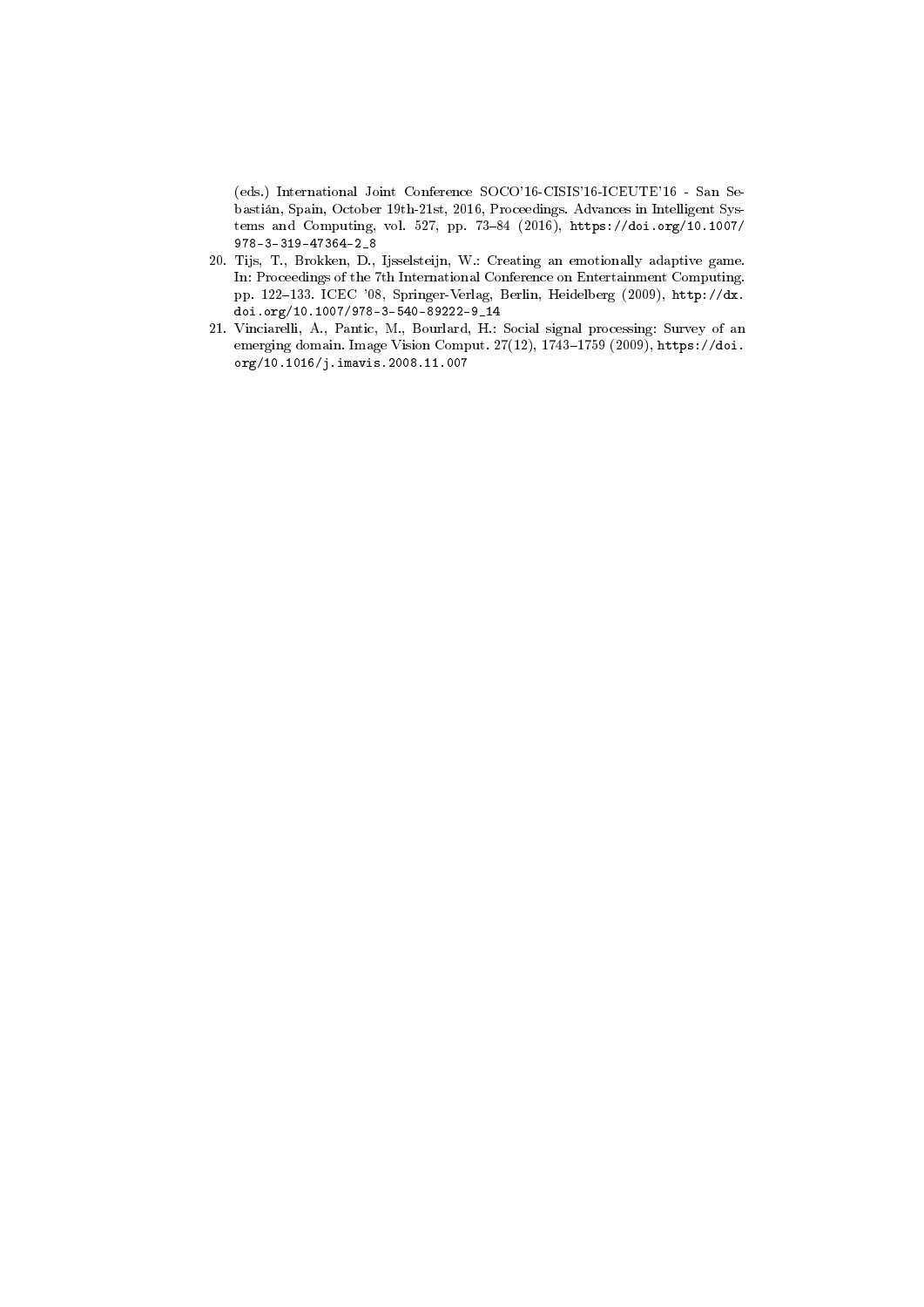(eds.) International Joint Conference SOCO'16-CISIS'16-ICEUTE'16 - San Sebastián, Spain, October 19th-21st, 2016, Proceedings. Advances in Intelligent Systems and Computing, vol. 527, pp. 73–84 (2016), https://doi.org/10.1007/978-3-319-47364-2_8

20. Tijs, T., Brokken, D., Ijsselsteijn, W.: Creating an emotionally adaptive game. In: Proceedings of the 7th International Conference on Entertainment Computing. pp. 122–133. ICEC '08, Springer-Verlag, Berlin, Heidelberg (2009), http://dx.doi.org/10.1007/978-3-540-89222-9_14
21. Vinciarelli, A., Pantic, M., Bourlard, H.: Social signal processing: Survey of an emerging domain. Image Vision Comput. 27(12), 1743–1759 (2009), https://doi.org/10.1016/j.imavis.2008.11.007